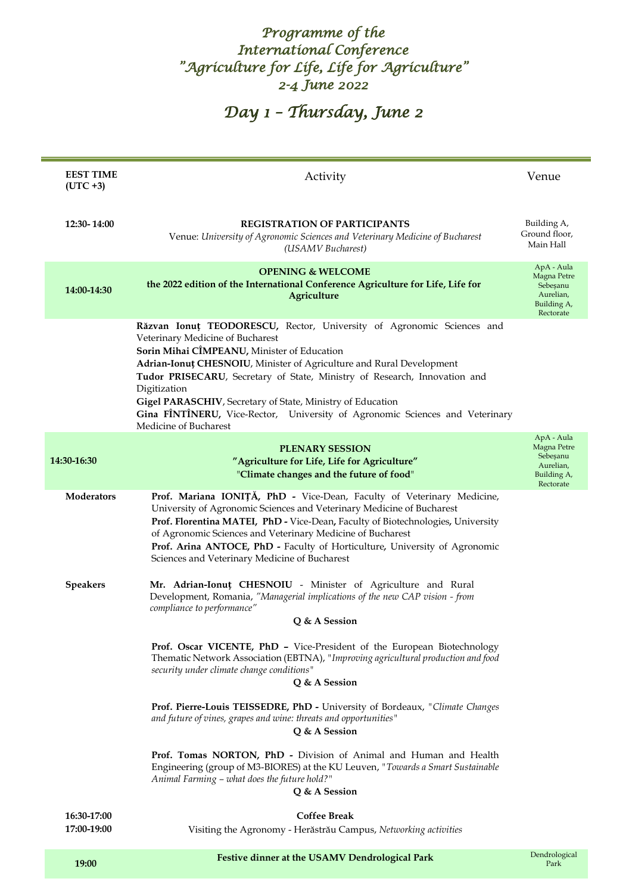# Programme of the International Conference "Agriculture for Life, Life for Agriculture" 2-4 June 2022

## Day 1 – Thursday, June 2

| EEST TIME (UTC +3) | Activity | Venue |
|---|---|---|
| 12:30- 14:00 | **REGISTRATION OF PARTICIPANTS**<br>Venue: *University of Agronomic Sciences and Veterinary Medicine of Bucharest (USAMV Bucharest)* | Building A, Ground floor, Main Hall |
| 14:00-14:30 | **OPENING & WELCOME**<br>**the 2022 edition of the International Conference Agriculture for Life, Life for Agriculture** | ApA - Aula Magna Petre Sebeșanu Aurelian, Building A, Rectorate |
| | **Răzvan Ionuț TEODORESCU,** Rector, University of Agronomic Sciences and Veterinary Medicine of Bucharest<br>**Sorin Mihai CÎMPEANU,** Minister of Education<br>**Adrian-Ionuț CHESNOIU**, Minister of Agriculture and Rural Development<br>**Tudor PRISECARU**, Secretary of State, Ministry of Research, Innovation and Digitization<br>**Gigel PARASCHIV**, Secretary of State, Ministry of Education<br>**Gina FÎNTÎNERU,** Vice-Rector, University of Agronomic Sciences and Veterinary Medicine of Bucharest | |
| 14:30-16:30 | **PLENARY SESSION**<br>**"Agriculture for Life, Life for Agriculture"**<br>**"Climate changes and the future of food"** | ApA - Aula Magna Petre Sebeșanu Aurelian, Building A, Rectorate |
| Moderators | **Prof. Mariana IONIȚĂ, PhD -** Vice-Dean, Faculty of Veterinary Medicine, University of Agronomic Sciences and Veterinary Medicine of Bucharest<br>**Prof. Florentina MATEI, PhD -** Vice-Dean, Faculty of Biotechnologies, University of Agronomic Sciences and Veterinary Medicine of Bucharest<br>**Prof. Arina ANTOCE, PhD -** Faculty of Horticulture, University of Agronomic Sciences and Veterinary Medicine of Bucharest | |
| Speakers | **Mr. Adrian-Ionuț CHESNOIU** - Minister of Agriculture and Rural Development, Romania, *"Managerial implications of the new CAP vision - from compliance to performance"*<br>**Q & A Session**<br><br>**Prof. Oscar VICENTE, PhD –** Vice-President of the European Biotechnology Thematic Network Association (EBTNA), "*Improving agricultural production and food security under climate change conditions*"<br>**Q & A Session**<br><br>**Prof. Pierre-Louis TEISSEDRE, PhD -** University of Bordeaux, "*Climate Changes and future of vines, grapes and wine: threats and opportunities*"<br>**Q & A Session**<br><br>**Prof. Tomas NORTON, PhD -** Division of Animal and Human and Health Engineering (group of M3-BIORES) at the KU Leuven, "*Towards a Smart Sustainable Animal Farming – what does the future hold?*"<br>**Q & A Session** | |
| 16:30-17:00 | **Coffee Break** | |
| 17:00-19:00 | Visiting the Agronomy - Herăstrău Campus, *Networking activities* | |
| 19:00 | **Festive dinner at the USAMV Dendrological Park** | Dendrological Park |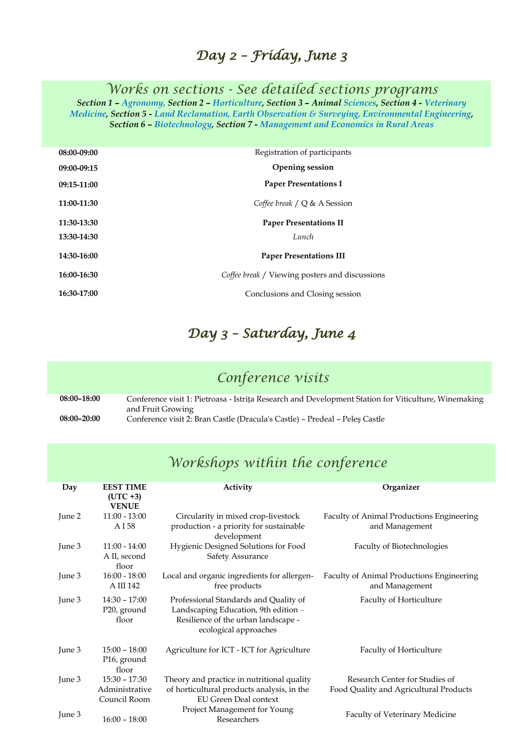## Day 2 – Friday, June 3

### Works on sections - See detailed sections programs

***Section 1 – Agronomy, Section 2 – Horticulture, Section 3 – Animal Sciences, Section 4 - Veterinary Medicine, Section 5 - Land Reclamation, Earth Observation & Surveying, Environmental Engineering, Section 6 – Biotechnology, Section 7 - Management and Economics in Rural Areas***

| | |
|---|---|
| **08:00-09:00** | Registration of participants |
| **09:00-09:15** | **Opening session** |
| **09:15-11:00** | **Paper Presentations I** |
| **11:00-11:30** | *Coffee break* / Q & A Session |
| **11:30-13:30** | **Paper Presentations II** |
| **13:30-14:30** | *Lunch* |
| **14:30-16:00** | **Paper Presentations III** |
| **16:00-16:30** | *Coffee break* / Viewing posters and discussions |
| **16:30-17:00** | Conclusions and Closing session |

## Day 3 – Saturday, June 4

### Conference visits

| | |
|---|---|
| **08:00–18:00** | Conference visit 1: Pietroasa - Istrița Research and Development Station for Viticulture, Winemaking and Fruit Growing |
| **08:00–20:00** | Conference visit 2: Bran Castle (Dracula's Castle) – Predeal – Peleș Castle |

### Workshops within the conference

| Day | EEST TIME (UTC +3) VENUE | Activity | Organizer |
|---|---|---|---|
| June 2 | 11:00 - 13:00 A I 58 | Circularity in mixed crop-livestock production - a priority for sustainable development | Faculty of Animal Productions Engineering and Management |
| June 3 | 11:00 - 14:00 A II, second floor | Hygienic Designed Solutions for Food Safety Assurance | Faculty of Biotechnologies |
| June 3 | 16:00 - 18:00 A III 142 | Local and organic ingredients for allergen-free products | Faculty of Animal Productions Engineering and Management |
| June 3 | 14:30 – 17:00 P20, ground floor | Professional Standards and Quality of Landscaping Education, 9th edition – Resilience of the urban landscape - ecological approaches | Faculty of Horticulture |
| June 3 | 15:00 – 18:00 P16, ground floor | Agriculture for ICT - ICT for Agriculture | Faculty of Horticulture |
| June 3 | 15:30 – 17:30 Administrative Council Room | Theory and practice in nutritional quality of horticultural products analysis, in the EU Green Deal context | Research Center for Studies of Food Quality and Agricultural Products |
| June 3 | 16:00 – 18:00 | Project Management for Young Researchers | Faculty of Veterinary Medicine |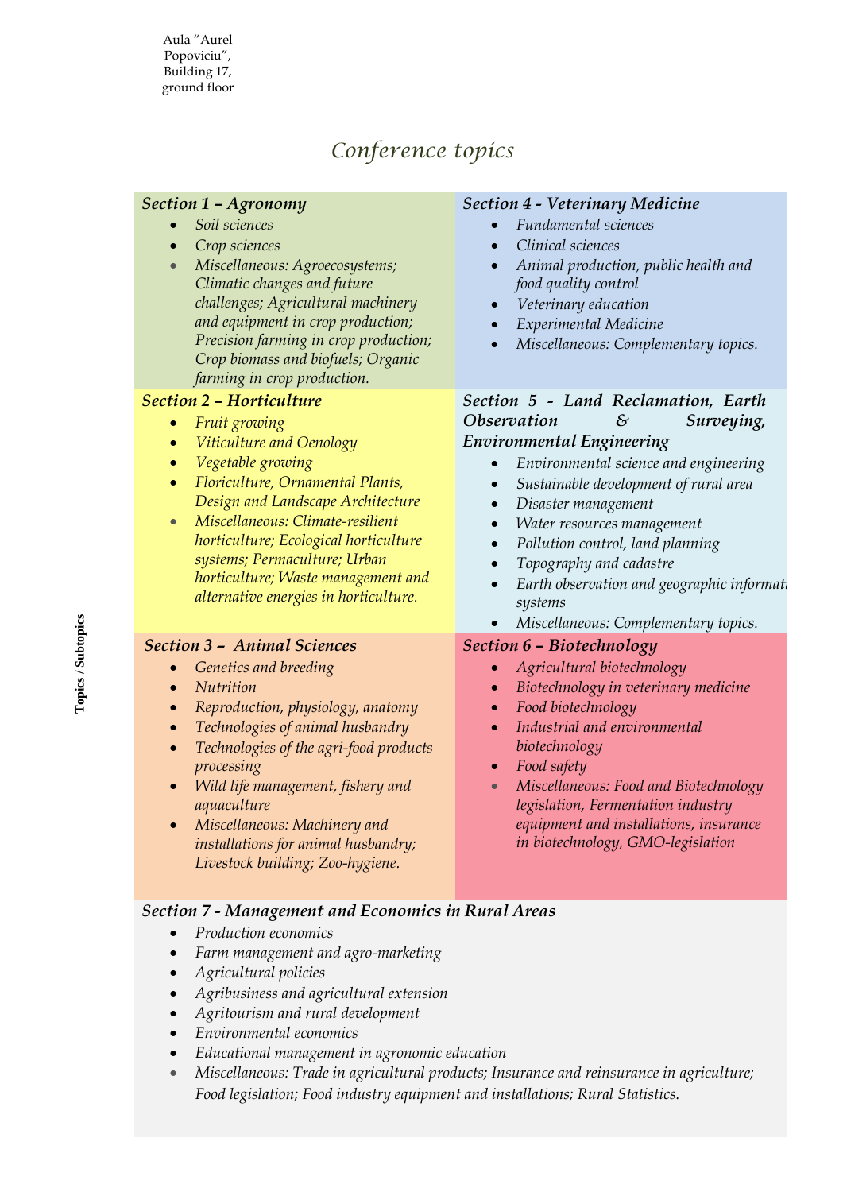Aula "Aurel Popoviciu", Building 17, ground floor

# Conference topics

Topics / Subtopics

### *Section 1 – Agronomy*

- *Soil sciences*
- *Crop sciences*
- *Miscellaneous: Agroecosystems; Climatic changes and future challenges; Agricultural machinery and equipment in crop production; Precision farming in crop production; Crop biomass and biofuels; Organic farming in crop production.*

### *Section 2 – Horticulture*

- *Fruit growing*
- *Viticulture and Oenology*
- *Vegetable growing*
- *Floriculture, Ornamental Plants, Design and Landscape Architecture*
- *Miscellaneous: Climate-resilient horticulture; Ecological horticulture systems; Permaculture; Urban horticulture; Waste management and alternative energies in horticulture.*

### *Section 3 – Animal Sciences*

- *Genetics and breeding*
- *Nutrition*
- *Reproduction, physiology, anatomy*
- *Technologies of animal husbandry*
- *Technologies of the agri-food products processing*
- *Wild life management, fishery and aquaculture*
- *Miscellaneous: Machinery and installations for animal husbandry; Livestock building; Zoo-hygiene.*

### *Section 4 - Veterinary Medicine*

- *Fundamental sciences*
- *Clinical sciences*
- *Animal production, public health and food quality control*
- *Veterinary education*
- *Experimental Medicine*
- *Miscellaneous: Complementary topics.*

### *Section 5 - Land Reclamation, Earth Observation & Surveying, Environmental Engineering*

- *Environmental science and engineering*
- *Sustainable development of rural area*
- *Disaster management*
- *Water resources management*
- *Pollution control, land planning*
- *Topography and cadastre*
- *Earth observation and geographic information systems*
- *Miscellaneous: Complementary topics.*

### *Section 6 – Biotechnology*

- *Agricultural biotechnology*
- *Biotechnology in veterinary medicine*
- *Food biotechnology*
- *Industrial and environmental biotechnology*
- *Food safety*
- *Miscellaneous: Food and Biotechnology legislation, Fermentation industry equipment and installations, insurance in biotechnology, GMO-legislation*

### *Section 7 - Management and Economics in Rural Areas*

- *Production economics*
- *Farm management and agro-marketing*
- *Agricultural policies*
- *Agribusiness and agricultural extension*
- *Agritourism and rural development*
- *Environmental economics*
- *Educational management in agronomic education*
- *Miscellaneous: Trade in agricultural products; Insurance and reinsurance in agriculture; Food legislation; Food industry equipment and installations; Rural Statistics.*